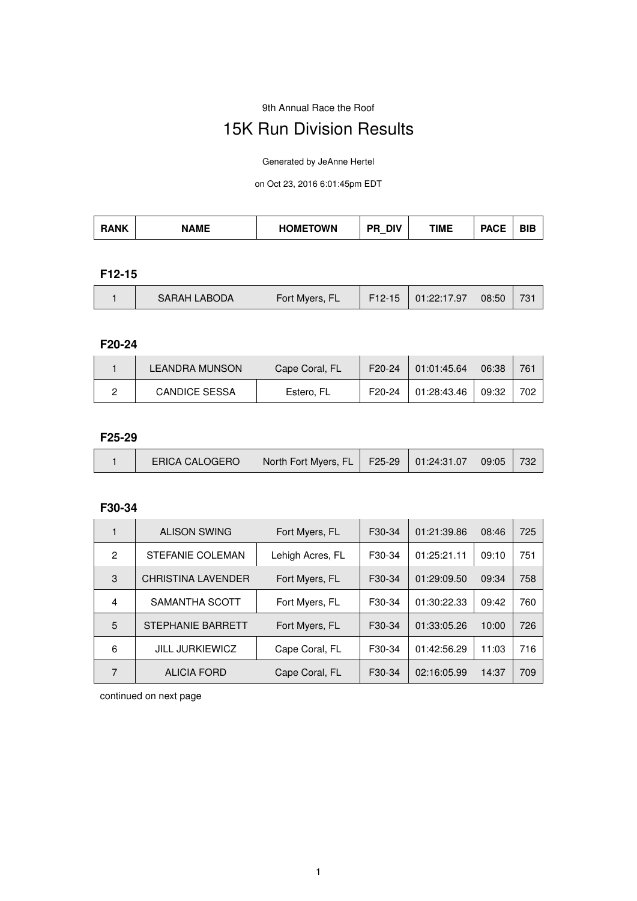9th Annual Race the Roof

# 15K Run Division Results

Generated by JeAnne Hertel

on Oct 23, 2016 6:01:45pm EDT

| RANK | NAME | HOMETOWN | PR_DIV | TIME | PACE | BIB |
|---|---|---|---|---|---|---|

### F12-15

| RANK | NAME | HOMETOWN | PR_DIV | TIME | PACE | BIB |
|---|---|---|---|---|---|---|
| 1 | SARAH LABODA | Fort Myers, FL | F12-15 | 01:22:17.97 | 08:50 | 731 |

### F20-24

| RANK | NAME | HOMETOWN | PR_DIV | TIME | PACE | BIB |
|---|---|---|---|---|---|---|
| 1 | LEANDRA MUNSON | Cape Coral, FL | F20-24 | 01:01:45.64 | 06:38 | 761 |
| 2 | CANDICE SESSA | Estero, FL | F20-24 | 01:28:43.46 | 09:32 | 702 |

### F25-29

| RANK | NAME | HOMETOWN | PR_DIV | TIME | PACE | BIB |
|---|---|---|---|---|---|---|
| 1 | ERICA CALOGERO | North Fort Myers, FL | F25-29 | 01:24:31.07 | 09:05 | 732 |

### F30-34

| RANK | NAME | HOMETOWN | PR_DIV | TIME | PACE | BIB |
|---|---|---|---|---|---|---|
| 1 | ALISON SWING | Fort Myers, FL | F30-34 | 01:21:39.86 | 08:46 | 725 |
| 2 | STEFANIE COLEMAN | Lehigh Acres, FL | F30-34 | 01:25:21.11 | 09:10 | 751 |
| 3 | CHRISTINA LAVENDER | Fort Myers, FL | F30-34 | 01:29:09.50 | 09:34 | 758 |
| 4 | SAMANTHA SCOTT | Fort Myers, FL | F30-34 | 01:30:22.33 | 09:42 | 760 |
| 5 | STEPHANIE BARRETT | Fort Myers, FL | F30-34 | 01:33:05.26 | 10:00 | 726 |
| 6 | JILL JURKIEWICZ | Cape Coral, FL | F30-34 | 01:42:56.29 | 11:03 | 716 |
| 7 | ALICIA FORD | Cape Coral, FL | F30-34 | 02:16:05.99 | 14:37 | 709 |

continued on next page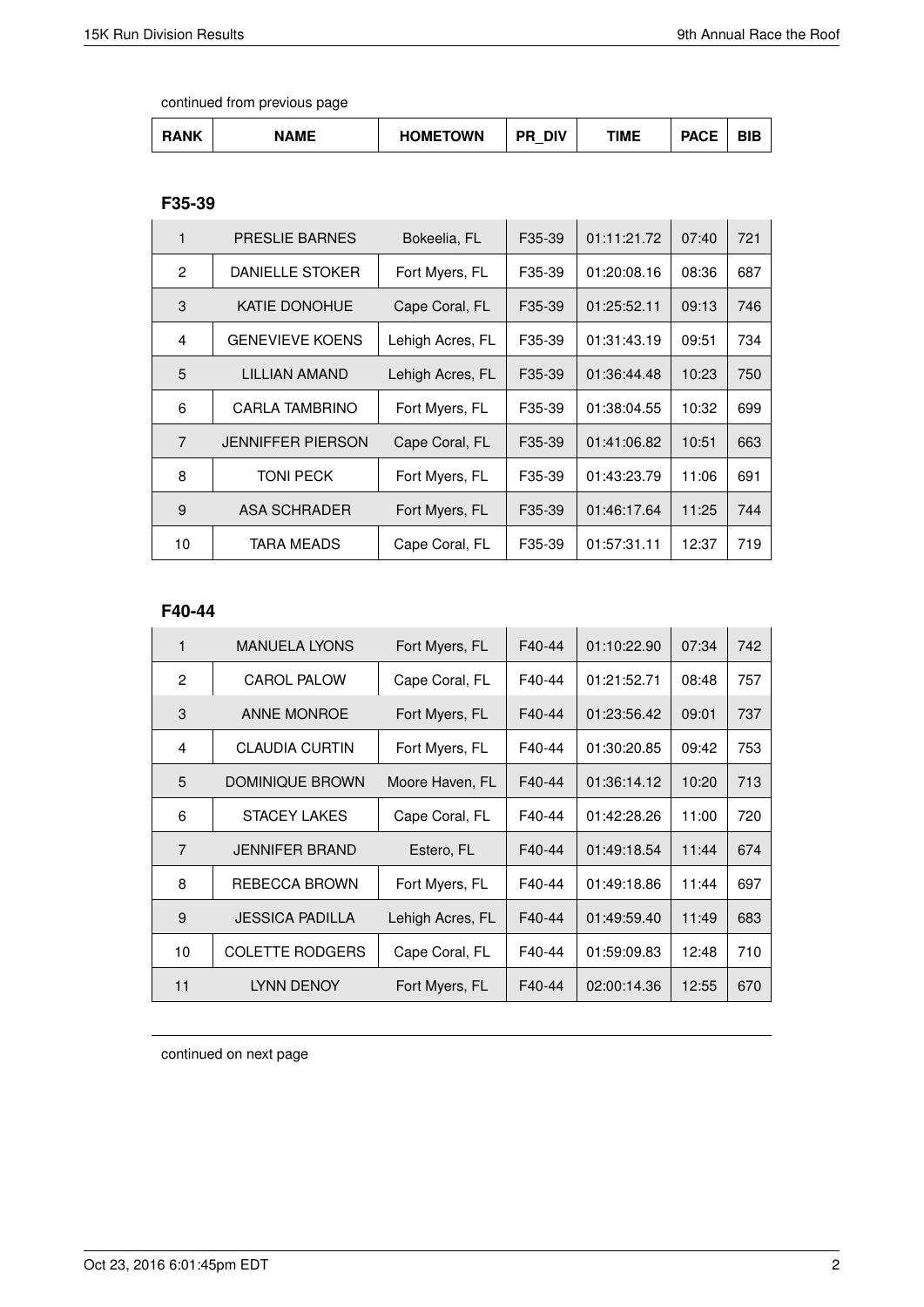continued from previous page

| RANK | NAME | HOMETOWN | PR_DIV | TIME | PACE | BIB |
|---|---|---|---|---|---|---|

### F35-39

| RANK | NAME | HOMETOWN | PR_DIV | TIME | PACE | BIB |
|---|---|---|---|---|---|---|
| 1 | PRESLIE BARNES | Bokeelia, FL | F35-39 | 01:11:21.72 | 07:40 | 721 |
| 2 | DANIELLE STOKER | Fort Myers, FL | F35-39 | 01:20:08.16 | 08:36 | 687 |
| 3 | KATIE DONOHUE | Cape Coral, FL | F35-39 | 01:25:52.11 | 09:13 | 746 |
| 4 | GENEVIEVE KOENS | Lehigh Acres, FL | F35-39 | 01:31:43.19 | 09:51 | 734 |
| 5 | LILLIAN AMAND | Lehigh Acres, FL | F35-39 | 01:36:44.48 | 10:23 | 750 |
| 6 | CARLA TAMBRINO | Fort Myers, FL | F35-39 | 01:38:04.55 | 10:32 | 699 |
| 7 | JENNIFFER PIERSON | Cape Coral, FL | F35-39 | 01:41:06.82 | 10:51 | 663 |
| 8 | TONI PECK | Fort Myers, FL | F35-39 | 01:43:23.79 | 11:06 | 691 |
| 9 | ASA SCHRADER | Fort Myers, FL | F35-39 | 01:46:17.64 | 11:25 | 744 |
| 10 | TARA MEADS | Cape Coral, FL | F35-39 | 01:57:31.11 | 12:37 | 719 |

### F40-44

| RANK | NAME | HOMETOWN | PR_DIV | TIME | PACE | BIB |
|---|---|---|---|---|---|---|
| 1 | MANUELA LYONS | Fort Myers, FL | F40-44 | 01:10:22.90 | 07:34 | 742 |
| 2 | CAROL PALOW | Cape Coral, FL | F40-44 | 01:21:52.71 | 08:48 | 757 |
| 3 | ANNE MONROE | Fort Myers, FL | F40-44 | 01:23:56.42 | 09:01 | 737 |
| 4 | CLAUDIA CURTIN | Fort Myers, FL | F40-44 | 01:30:20.85 | 09:42 | 753 |
| 5 | DOMINIQUE BROWN | Moore Haven, FL | F40-44 | 01:36:14.12 | 10:20 | 713 |
| 6 | STACEY LAKES | Cape Coral, FL | F40-44 | 01:42:28.26 | 11:00 | 720 |
| 7 | JENNIFER BRAND | Estero, FL | F40-44 | 01:49:18.54 | 11:44 | 674 |
| 8 | REBECCA BROWN | Fort Myers, FL | F40-44 | 01:49:18.86 | 11:44 | 697 |
| 9 | JESSICA PADILLA | Lehigh Acres, FL | F40-44 | 01:49:59.40 | 11:49 | 683 |
| 10 | COLETTE RODGERS | Cape Coral, FL | F40-44 | 01:59:09.83 | 12:48 | 710 |
| 11 | LYNN DENOY | Fort Myers, FL | F40-44 | 02:00:14.36 | 12:55 | 670 |

continued on next page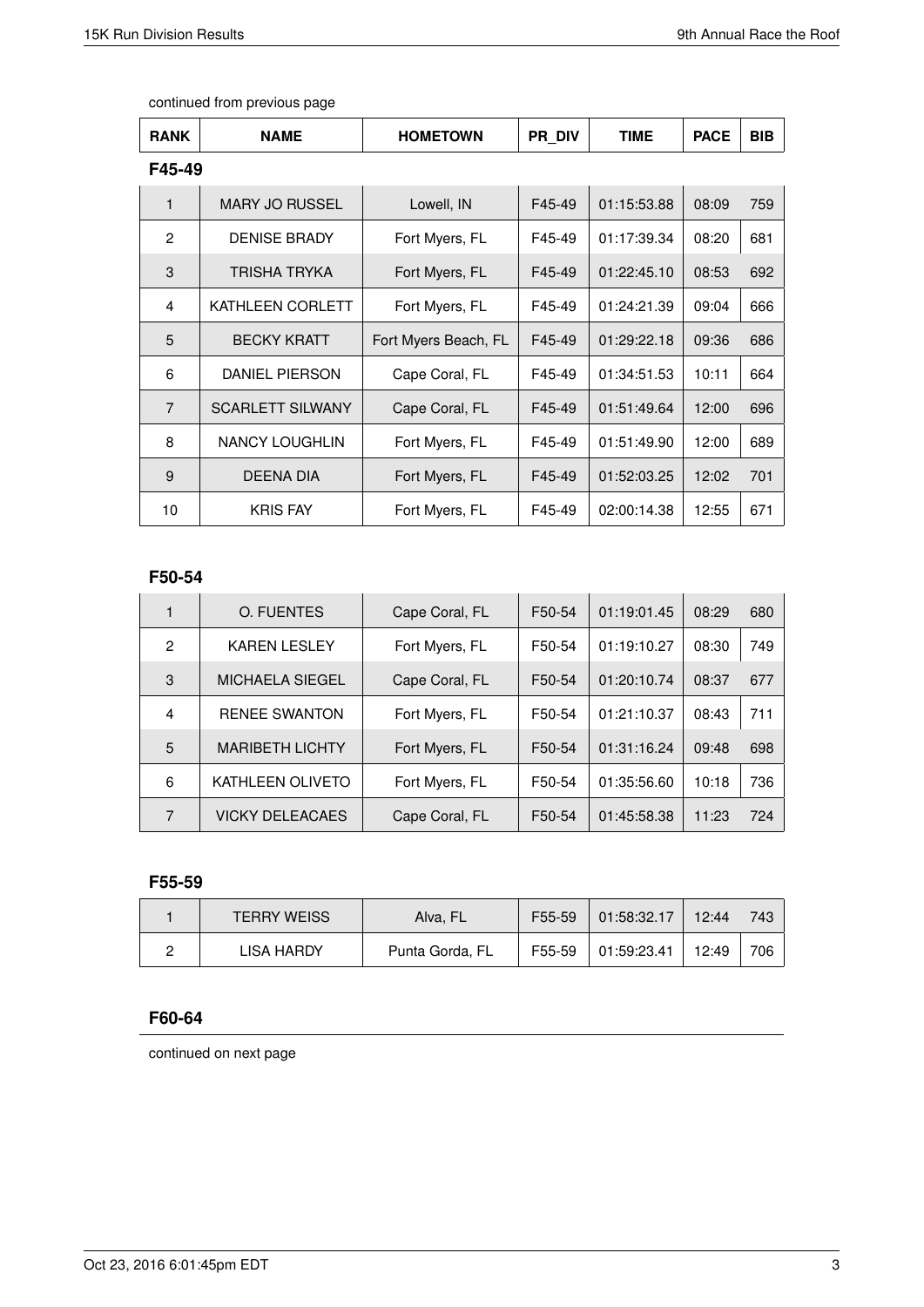continued from previous page

| RANK | NAME | HOMETOWN | PR_DIV | TIME | PACE | BIB |
|---|---|---|---|---|---|---|

### F45-49

| RANK | NAME | HOMETOWN | PR_DIV | TIME | PACE | BIB |
|---|---|---|---|---|---|---|
| 1 | MARY JO RUSSEL | Lowell, IN | F45-49 | 01:15:53.88 | 08:09 | 759 |
| 2 | DENISE BRADY | Fort Myers, FL | F45-49 | 01:17:39.34 | 08:20 | 681 |
| 3 | TRISHA TRYKA | Fort Myers, FL | F45-49 | 01:22:45.10 | 08:53 | 692 |
| 4 | KATHLEEN CORLETT | Fort Myers, FL | F45-49 | 01:24:21.39 | 09:04 | 666 |
| 5 | BECKY KRATT | Fort Myers Beach, FL | F45-49 | 01:29:22.18 | 09:36 | 686 |
| 6 | DANIEL PIERSON | Cape Coral, FL | F45-49 | 01:34:51.53 | 10:11 | 664 |
| 7 | SCARLETT SILWANY | Cape Coral, FL | F45-49 | 01:51:49.64 | 12:00 | 696 |
| 8 | NANCY LOUGHLIN | Fort Myers, FL | F45-49 | 01:51:49.90 | 12:00 | 689 |
| 9 | DEENA DIA | Fort Myers, FL | F45-49 | 01:52:03.25 | 12:02 | 701 |
| 10 | KRIS FAY | Fort Myers, FL | F45-49 | 02:00:14.38 | 12:55 | 671 |

### F50-54

| RANK | NAME | HOMETOWN | PR_DIV | TIME | PACE | BIB |
|---|---|---|---|---|---|---|
| 1 | O. FUENTES | Cape Coral, FL | F50-54 | 01:19:01.45 | 08:29 | 680 |
| 2 | KAREN LESLEY | Fort Myers, FL | F50-54 | 01:19:10.27 | 08:30 | 749 |
| 3 | MICHAELA SIEGEL | Cape Coral, FL | F50-54 | 01:20:10.74 | 08:37 | 677 |
| 4 | RENEE SWANTON | Fort Myers, FL | F50-54 | 01:21:10.37 | 08:43 | 711 |
| 5 | MARIBETH LICHTY | Fort Myers, FL | F50-54 | 01:31:16.24 | 09:48 | 698 |
| 6 | KATHLEEN OLIVETO | Fort Myers, FL | F50-54 | 01:35:56.60 | 10:18 | 736 |
| 7 | VICKY DELEACAES | Cape Coral, FL | F50-54 | 01:45:58.38 | 11:23 | 724 |

### F55-59

| RANK | NAME | HOMETOWN | PR_DIV | TIME | PACE | BIB |
|---|---|---|---|---|---|---|
| 1 | TERRY WEISS | Alva, FL | F55-59 | 01:58:32.17 | 12:44 | 743 |
| 2 | LISA HARDY | Punta Gorda, FL | F55-59 | 01:59:23.41 | 12:49 | 706 |

### F60-64

continued on next page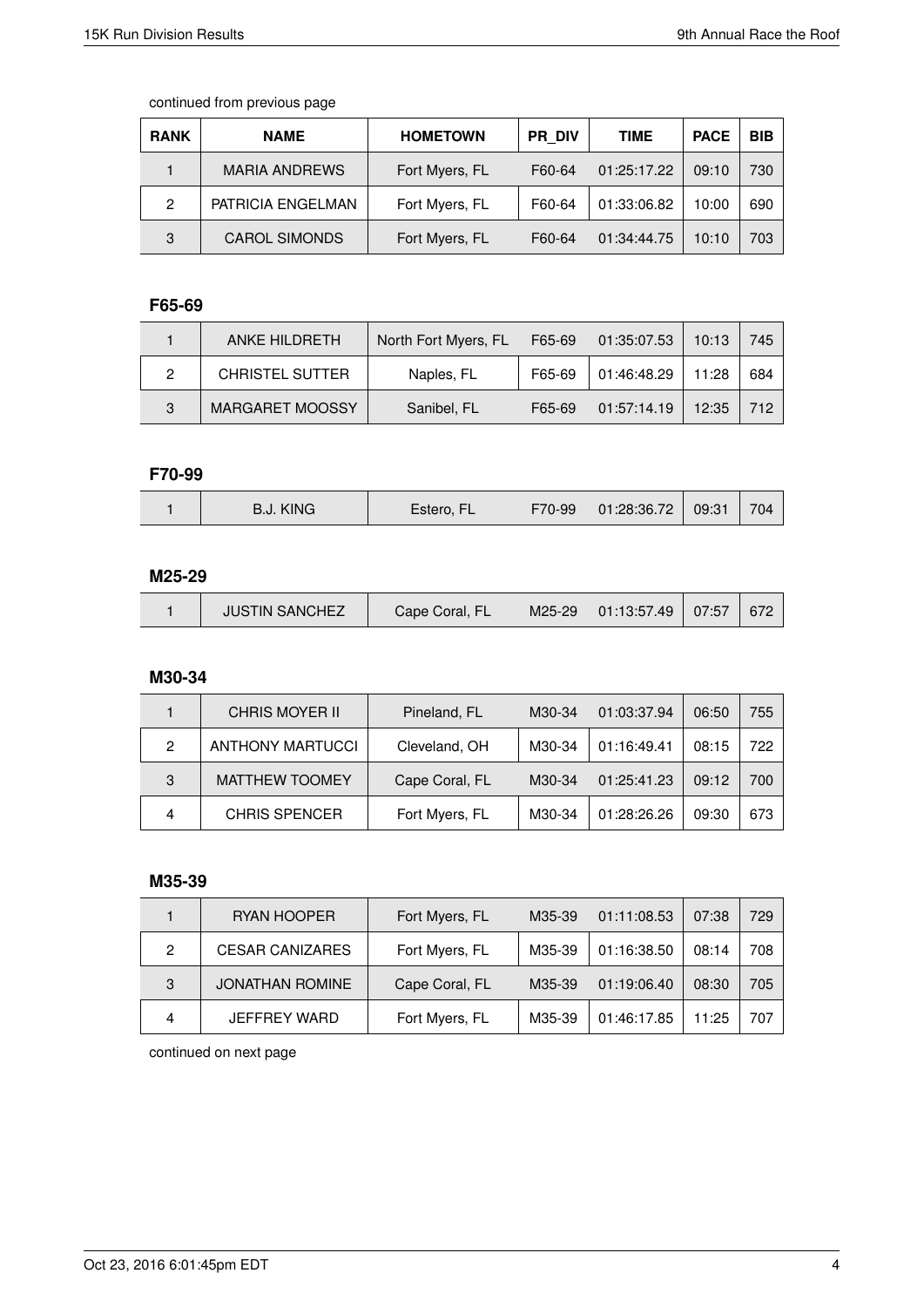continued from previous page

| RANK | NAME | HOMETOWN | PR_DIV | TIME | PACE | BIB |
|---|---|---|---|---|---|---|
| 1 | MARIA ANDREWS | Fort Myers, FL | F60-64 | 01:25:17.22 | 09:10 | 730 |
| 2 | PATRICIA ENGELMAN | Fort Myers, FL | F60-64 | 01:33:06.82 | 10:00 | 690 |
| 3 | CAROL SIMONDS | Fort Myers, FL | F60-64 | 01:34:44.75 | 10:10 | 703 |

### F65-69

| RANK | NAME | HOMETOWN | PR_DIV | TIME | PACE | BIB |
|---|---|---|---|---|---|---|
| 1 | ANKE HILDRETH | North Fort Myers, FL | F65-69 | 01:35:07.53 | 10:13 | 745 |
| 2 | CHRISTEL SUTTER | Naples, FL | F65-69 | 01:46:48.29 | 11:28 | 684 |
| 3 | MARGARET MOOSSY | Sanibel, FL | F65-69 | 01:57:14.19 | 12:35 | 712 |

### F70-99

| RANK | NAME | HOMETOWN | PR_DIV | TIME | PACE | BIB |
|---|---|---|---|---|---|---|
| 1 | B.J. KING | Estero, FL | F70-99 | 01:28:36.72 | 09:31 | 704 |

### M25-29

| RANK | NAME | HOMETOWN | PR_DIV | TIME | PACE | BIB |
|---|---|---|---|---|---|---|
| 1 | JUSTIN SANCHEZ | Cape Coral, FL | M25-29 | 01:13:57.49 | 07:57 | 672 |

### M30-34

| RANK | NAME | HOMETOWN | PR_DIV | TIME | PACE | BIB |
|---|---|---|---|---|---|---|
| 1 | CHRIS MOYER II | Pineland, FL | M30-34 | 01:03:37.94 | 06:50 | 755 |
| 2 | ANTHONY MARTUCCI | Cleveland, OH | M30-34 | 01:16:49.41 | 08:15 | 722 |
| 3 | MATTHEW TOOMEY | Cape Coral, FL | M30-34 | 01:25:41.23 | 09:12 | 700 |
| 4 | CHRIS SPENCER | Fort Myers, FL | M30-34 | 01:28:26.26 | 09:30 | 673 |

### M35-39

| RANK | NAME | HOMETOWN | PR_DIV | TIME | PACE | BIB |
|---|---|---|---|---|---|---|
| 1 | RYAN HOOPER | Fort Myers, FL | M35-39 | 01:11:08.53 | 07:38 | 729 |
| 2 | CESAR CANIZARES | Fort Myers, FL | M35-39 | 01:16:38.50 | 08:14 | 708 |
| 3 | JONATHAN ROMINE | Cape Coral, FL | M35-39 | 01:19:06.40 | 08:30 | 705 |
| 4 | JEFFREY WARD | Fort Myers, FL | M35-39 | 01:46:17.85 | 11:25 | 707 |

continued on next page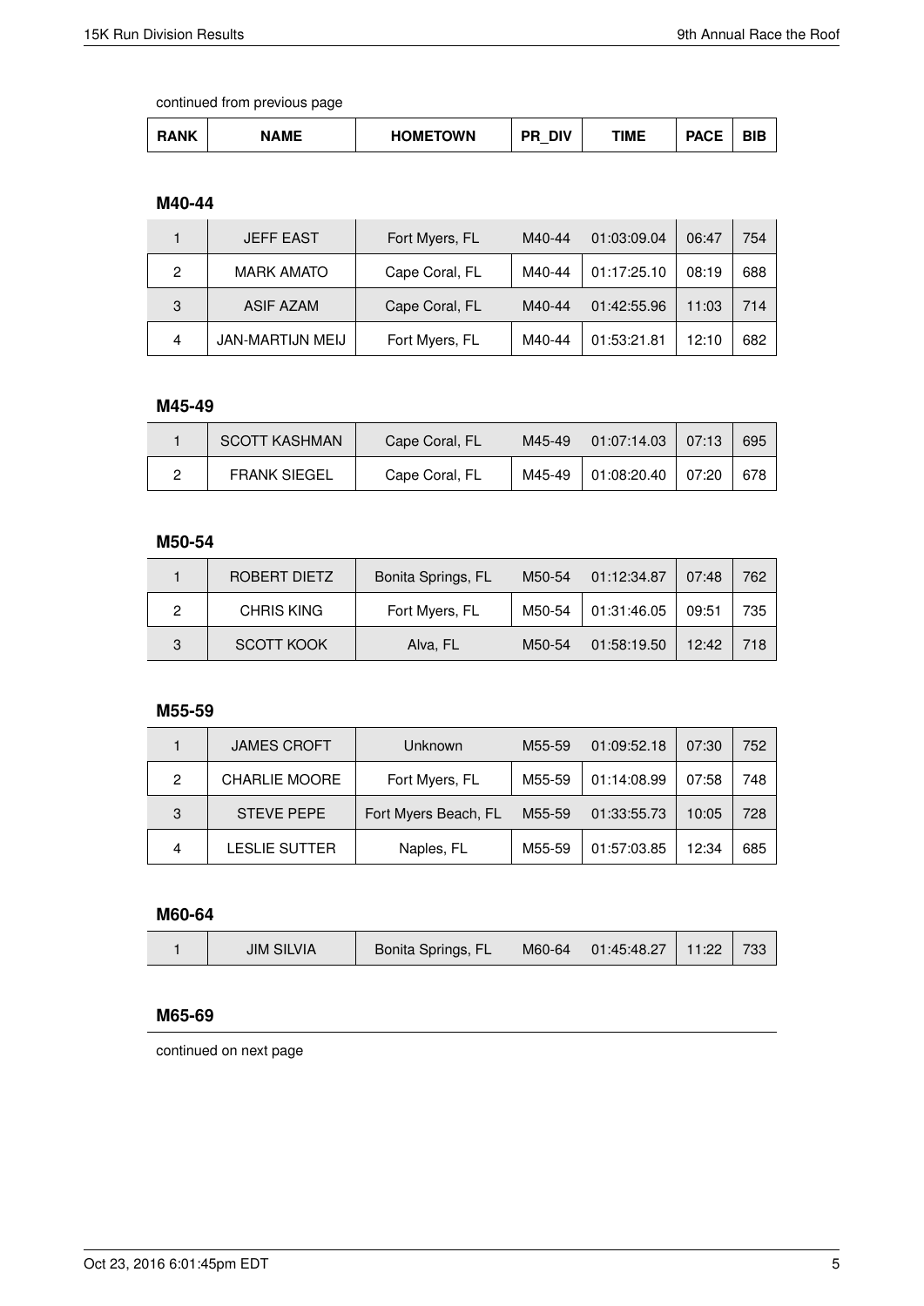continued from previous page

| RANK | NAME | HOMETOWN | PR_DIV | TIME | PACE | BIB |
|---|---|---|---|---|---|---|

### M40-44

| RANK | NAME | HOMETOWN | PR_DIV | TIME | PACE | BIB |
|---|---|---|---|---|---|---|
| 1 | JEFF EAST | Fort Myers, FL | M40-44 | 01:03:09.04 | 06:47 | 754 |
| 2 | MARK AMATO | Cape Coral, FL | M40-44 | 01:17:25.10 | 08:19 | 688 |
| 3 | ASIF AZAM | Cape Coral, FL | M40-44 | 01:42:55.96 | 11:03 | 714 |
| 4 | JAN-MARTIJN MEIJ | Fort Myers, FL | M40-44 | 01:53:21.81 | 12:10 | 682 |

### M45-49

| RANK | NAME | HOMETOWN | PR_DIV | TIME | PACE | BIB |
|---|---|---|---|---|---|---|
| 1 | SCOTT KASHMAN | Cape Coral, FL | M45-49 | 01:07:14.03 | 07:13 | 695 |
| 2 | FRANK SIEGEL | Cape Coral, FL | M45-49 | 01:08:20.40 | 07:20 | 678 |

### M50-54

| RANK | NAME | HOMETOWN | PR_DIV | TIME | PACE | BIB |
|---|---|---|---|---|---|---|
| 1 | ROBERT DIETZ | Bonita Springs, FL | M50-54 | 01:12:34.87 | 07:48 | 762 |
| 2 | CHRIS KING | Fort Myers, FL | M50-54 | 01:31:46.05 | 09:51 | 735 |
| 3 | SCOTT KOOK | Alva, FL | M50-54 | 01:58:19.50 | 12:42 | 718 |

### M55-59

| RANK | NAME | HOMETOWN | PR_DIV | TIME | PACE | BIB |
|---|---|---|---|---|---|---|
| 1 | JAMES CROFT | Unknown | M55-59 | 01:09:52.18 | 07:30 | 752 |
| 2 | CHARLIE MOORE | Fort Myers, FL | M55-59 | 01:14:08.99 | 07:58 | 748 |
| 3 | STEVE PEPE | Fort Myers Beach, FL | M55-59 | 01:33:55.73 | 10:05 | 728 |
| 4 | LESLIE SUTTER | Naples, FL | M55-59 | 01:57:03.85 | 12:34 | 685 |

### M60-64

| RANK | NAME | HOMETOWN | PR_DIV | TIME | PACE | BIB |
|---|---|---|---|---|---|---|
| 1 | JIM SILVIA | Bonita Springs, FL | M60-64 | 01:45:48.27 | 11:22 | 733 |

### M65-69

continued on next page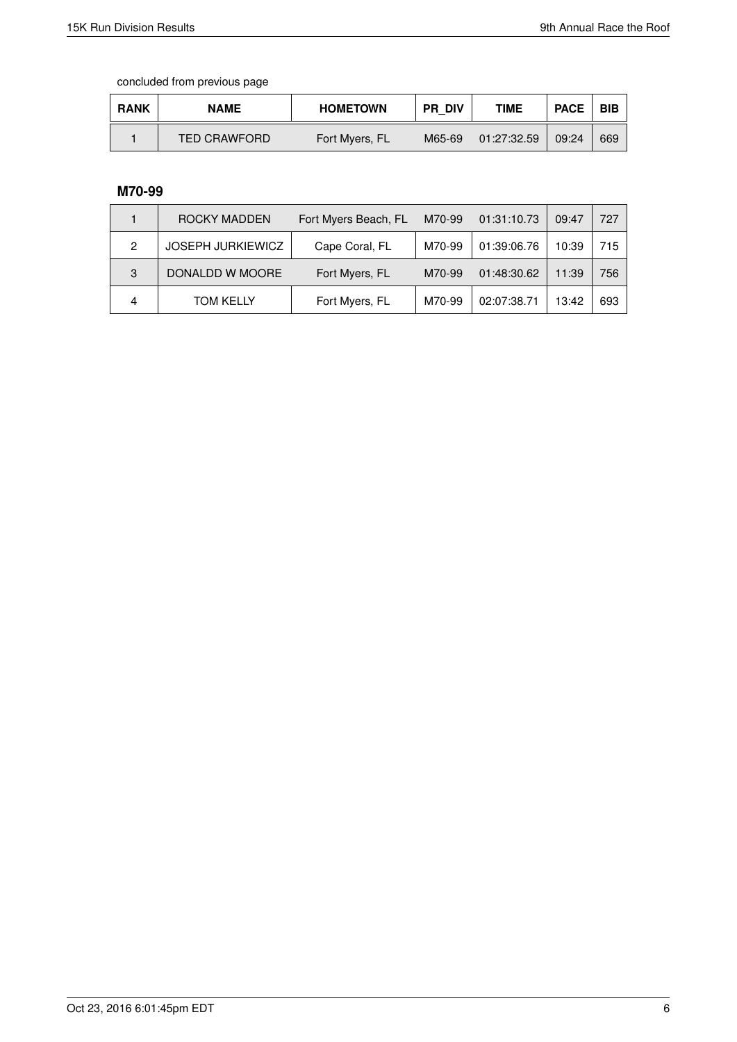concluded from previous page

| RANK | NAME | HOMETOWN | PR_DIV | TIME | PACE | BIB |
|---|---|---|---|---|---|---|
| 1 | TED CRAWFORD | Fort Myers, FL | M65-69 | 01:27:32.59 | 09:24 | 669 |

### M70-99

| | | | | | | |
|---|---|---|---|---|---|---|
| 1 | ROCKY MADDEN | Fort Myers Beach, FL | M70-99 | 01:31:10.73 | 09:47 | 727 |
| 2 | JOSEPH JURKIEWICZ | Cape Coral, FL | M70-99 | 01:39:06.76 | 10:39 | 715 |
| 3 | DONALDD W MOORE | Fort Myers, FL | M70-99 | 01:48:30.62 | 11:39 | 756 |
| 4 | TOM KELLY | Fort Myers, FL | M70-99 | 02:07:38.71 | 13:42 | 693 |